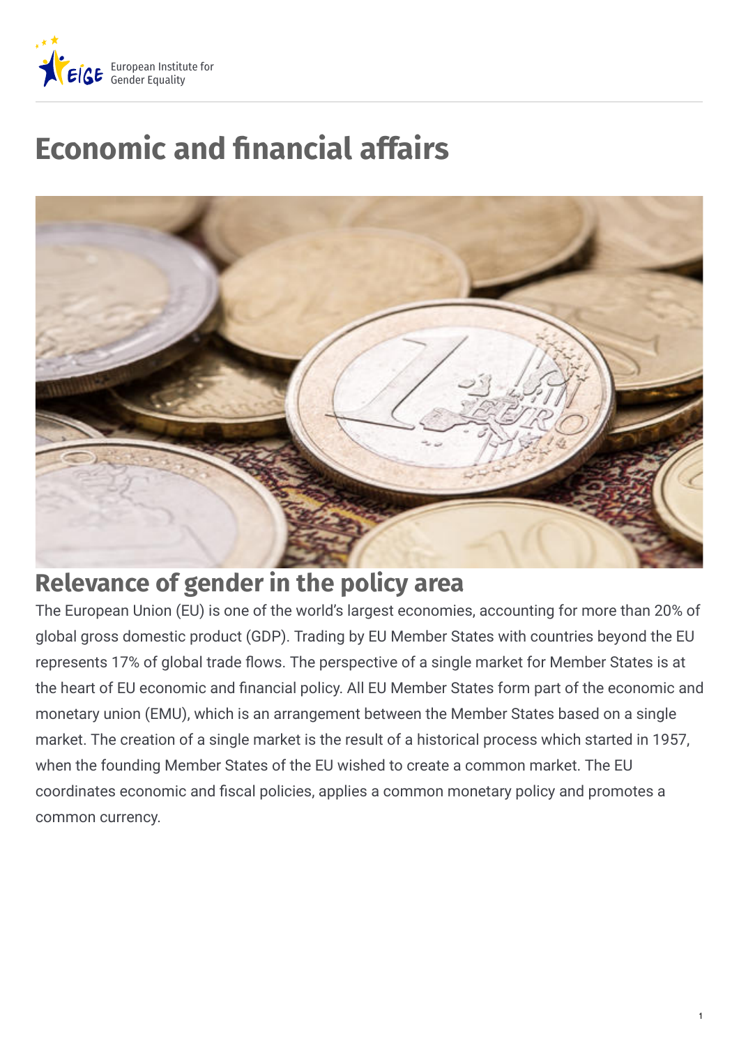# Economic and financial affairs

## Relevance of gender in the policy area

The European Union (EU) is one of the world's largest economies, accounting for more than 20% of global gross domestic product (GDP). Trading by EU Member States with countries beyond the EU represents 17% of global trade flows. The perspective of a single market for Member States is at the heart of EU economic and financial policy. All EU Member States form part of the economic and monetary union (EMU), which is an arrangement between the Member States based on a single market. The creation of a single market is the result of a historical process which started in 1957, when the founding Member States of the EU wished to create a common market. The EU coordinates economic and fiscal policies, applies a common monetary policy and promotes a common currency.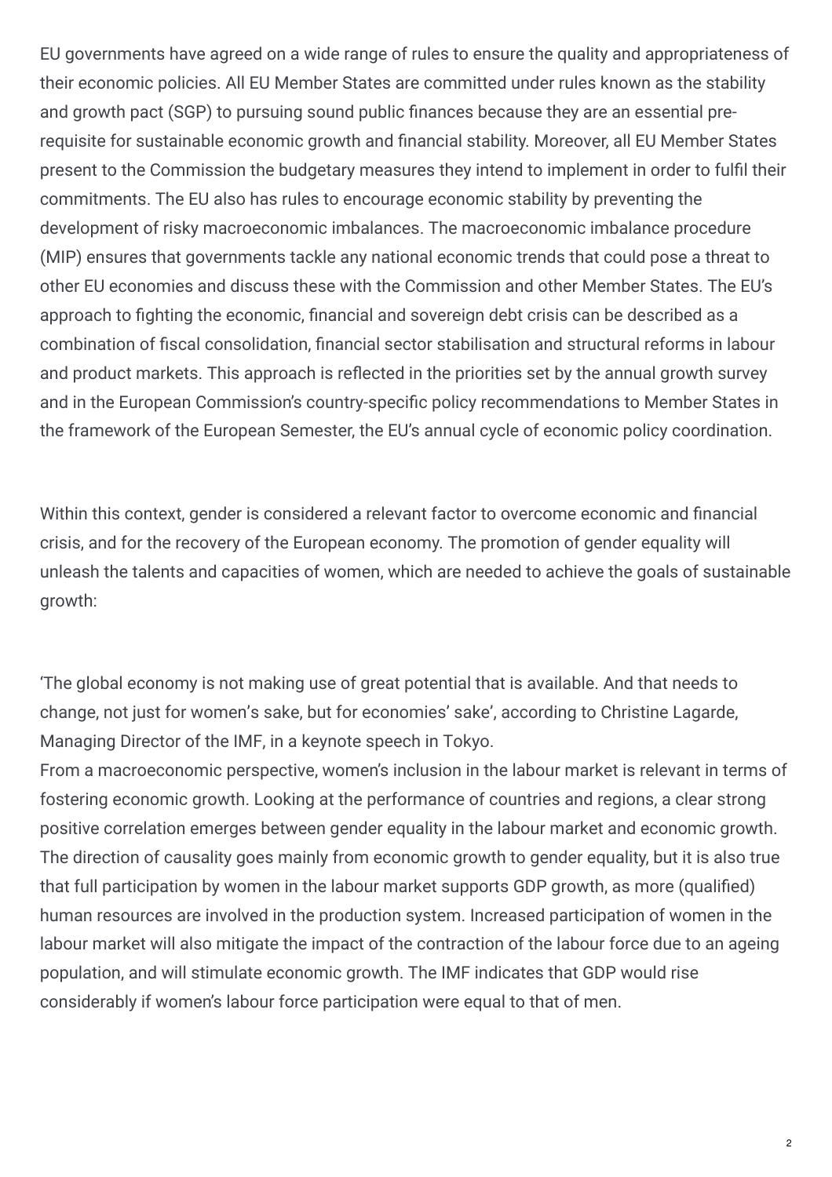EU governments have agreed on a wide range of rules to ensure the quality and appropriateness of their economic policies. All EU Member States are committed under rules known as the stability and growth pact (SGP) to pursuing sound public finances because they are an essential pre-requisite for sustainable economic growth and financial stability. Moreover, all EU Member States present to the Commission the budgetary measures they intend to implement in order to fulfil their commitments. The EU also has rules to encourage economic stability by preventing the development of risky macroeconomic imbalances. The macroeconomic imbalance procedure (MIP) ensures that governments tackle any national economic trends that could pose a threat to other EU economies and discuss these with the Commission and other Member States. The EU's approach to fighting the economic, financial and sovereign debt crisis can be described as a combination of fiscal consolidation, financial sector stabilisation and structural reforms in labour and product markets. This approach is reflected in the priorities set by the annual growth survey and in the European Commission's country-specific policy recommendations to Member States in the framework of the European Semester, the EU's annual cycle of economic policy coordination.

Within this context, gender is considered a relevant factor to overcome economic and financial crisis, and for the recovery of the European economy. The promotion of gender equality will unleash the talents and capacities of women, which are needed to achieve the goals of sustainable growth:

'The global economy is not making use of great potential that is available. And that needs to change, not just for women's sake, but for economies' sake', according to Christine Lagarde, Managing Director of the IMF, in a keynote speech in Tokyo.
From a macroeconomic perspective, women's inclusion in the labour market is relevant in terms of fostering economic growth. Looking at the performance of countries and regions, a clear strong positive correlation emerges between gender equality in the labour market and economic growth. The direction of causality goes mainly from economic growth to gender equality, but it is also true that full participation by women in the labour market supports GDP growth, as more (qualified) human resources are involved in the production system. Increased participation of women in the labour market will also mitigate the impact of the contraction of the labour force due to an ageing population, and will stimulate economic growth. The IMF indicates that GDP would rise considerably if women's labour force participation were equal to that of men.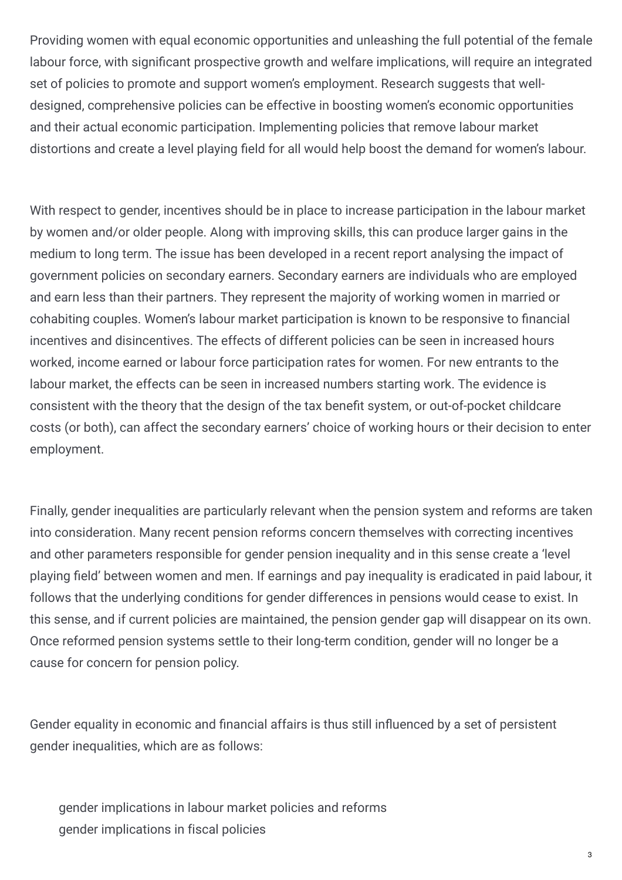Providing women with equal economic opportunities and unleashing the full potential of the female labour force, with significant prospective growth and welfare implications, will require an integrated set of policies to promote and support women's employment. Research suggests that well-designed, comprehensive policies can be effective in boosting women's economic opportunities and their actual economic participation. Implementing policies that remove labour market distortions and create a level playing field for all would help boost the demand for women's labour.

With respect to gender, incentives should be in place to increase participation in the labour market by women and/or older people. Along with improving skills, this can produce larger gains in the medium to long term. The issue has been developed in a recent report analysing the impact of government policies on secondary earners. Secondary earners are individuals who are employed and earn less than their partners. They represent the majority of working women in married or cohabiting couples. Women's labour market participation is known to be responsive to financial incentives and disincentives. The effects of different policies can be seen in increased hours worked, income earned or labour force participation rates for women. For new entrants to the labour market, the effects can be seen in increased numbers starting work. The evidence is consistent with the theory that the design of the tax benefit system, or out-of-pocket childcare costs (or both), can affect the secondary earners' choice of working hours or their decision to enter employment.

Finally, gender inequalities are particularly relevant when the pension system and reforms are taken into consideration. Many recent pension reforms concern themselves with correcting incentives and other parameters responsible for gender pension inequality and in this sense create a 'level playing field' between women and men. If earnings and pay inequality is eradicated in paid labour, it follows that the underlying conditions for gender differences in pensions would cease to exist. In this sense, and if current policies are maintained, the pension gender gap will disappear on its own. Once reformed pension systems settle to their long-term condition, gender will no longer be a cause for concern for pension policy.

Gender equality in economic and financial affairs is thus still influenced by a set of persistent gender inequalities, which are as follows:

- gender implications in labour market policies and reforms
- gender implications in fiscal policies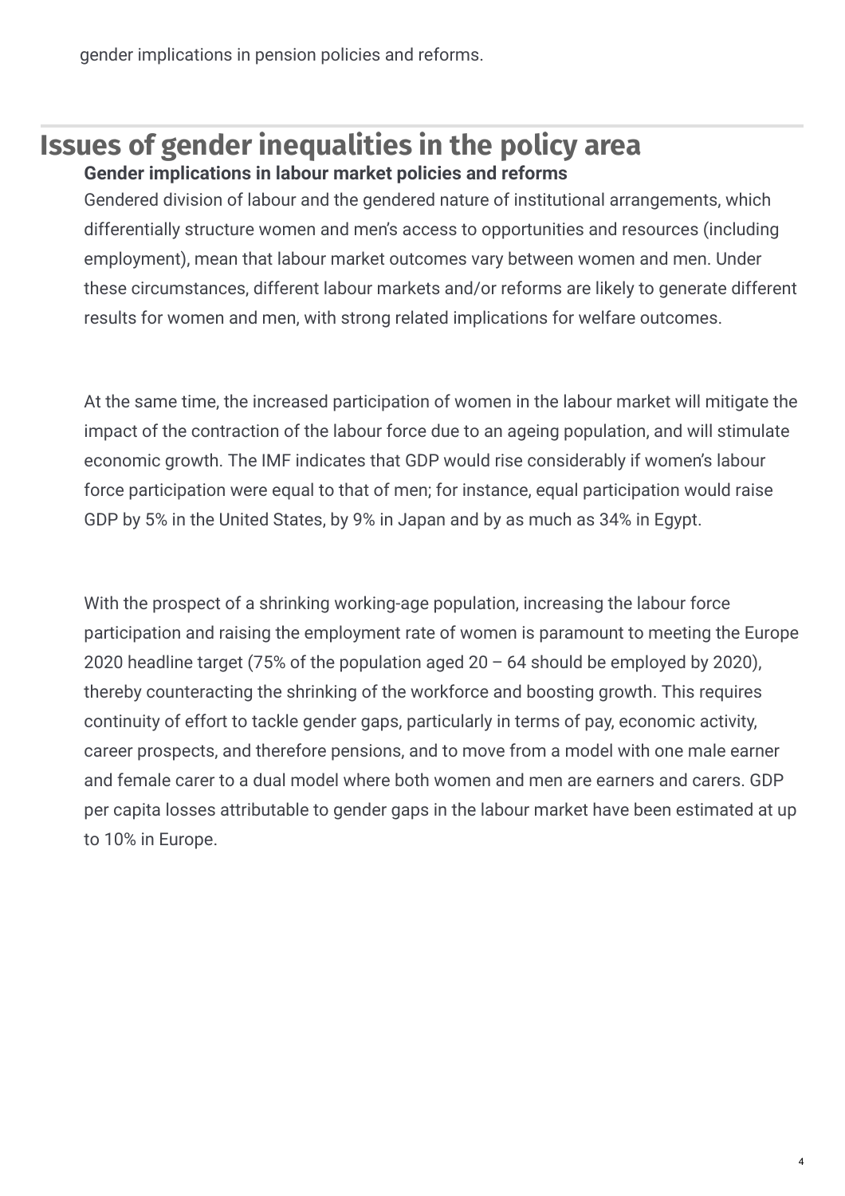gender implications in pension policies and reforms.

## Issues of gender inequalities in the policy area

### Gender implications in labour market policies and reforms

Gendered division of labour and the gendered nature of institutional arrangements, which differentially structure women and men's access to opportunities and resources (including employment), mean that labour market outcomes vary between women and men. Under these circumstances, different labour markets and/or reforms are likely to generate different results for women and men, with strong related implications for welfare outcomes.

At the same time, the increased participation of women in the labour market will mitigate the impact of the contraction of the labour force due to an ageing population, and will stimulate economic growth. The IMF indicates that GDP would rise considerably if women's labour force participation were equal to that of men; for instance, equal participation would raise GDP by 5% in the United States, by 9% in Japan and by as much as 34% in Egypt.

With the prospect of a shrinking working-age population, increasing the labour force participation and raising the employment rate of women is paramount to meeting the Europe 2020 headline target (75% of the population aged 20 – 64 should be employed by 2020), thereby counteracting the shrinking of the workforce and boosting growth. This requires continuity of effort to tackle gender gaps, particularly in terms of pay, economic activity, career prospects, and therefore pensions, and to move from a model with one male earner and female carer to a dual model where both women and men are earners and carers. GDP per capita losses attributable to gender gaps in the labour market have been estimated at up to 10% in Europe.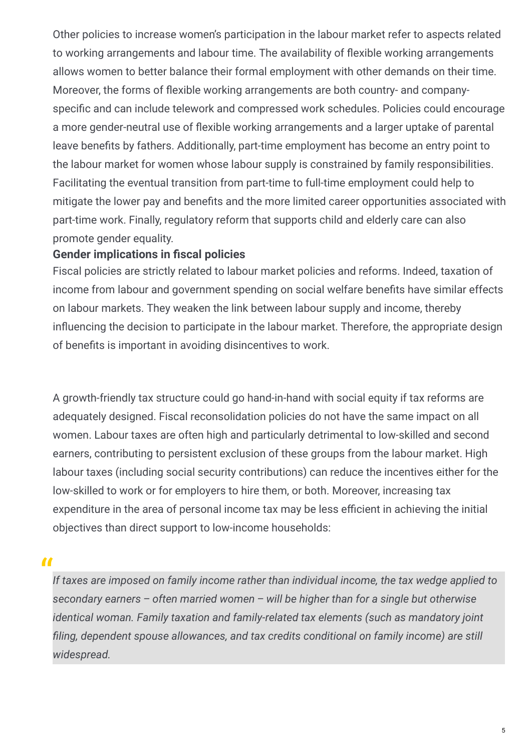Other policies to increase women's participation in the labour market refer to aspects related to working arrangements and labour time. The availability of flexible working arrangements allows women to better balance their formal employment with other demands on their time. Moreover, the forms of flexible working arrangements are both country- and company-specific and can include telework and compressed work schedules. Policies could encourage a more gender-neutral use of flexible working arrangements and a larger uptake of parental leave benefits by fathers. Additionally, part-time employment has become an entry point to the labour market for women whose labour supply is constrained by family responsibilities. Facilitating the eventual transition from part-time to full-time employment could help to mitigate the lower pay and benefits and the more limited career opportunities associated with part-time work. Finally, regulatory reform that supports child and elderly care can also promote gender equality.

**Gender implications in fiscal policies**

Fiscal policies are strictly related to labour market policies and reforms. Indeed, taxation of income from labour and government spending on social welfare benefits have similar effects on labour markets. They weaken the link between labour supply and income, thereby influencing the decision to participate in the labour market. Therefore, the appropriate design of benefits is important in avoiding disincentives to work.

A growth-friendly tax structure could go hand-in-hand with social equity if tax reforms are adequately designed. Fiscal reconsolidation policies do not have the same impact on all women. Labour taxes are often high and particularly detrimental to low-skilled and second earners, contributing to persistent exclusion of these groups from the labour market. High labour taxes (including social security contributions) can reduce the incentives either for the low-skilled to work or for employers to hire them, or both. Moreover, increasing tax expenditure in the area of personal income tax may be less efficient in achieving the initial objectives than direct support to low-income households:

> *If taxes are imposed on family income rather than individual income, the tax wedge applied to secondary earners – often married women – will be higher than for a single but otherwise identical woman. Family taxation and family-related tax elements (such as mandatory joint filing, dependent spouse allowances, and tax credits conditional on family income) are still widespread.*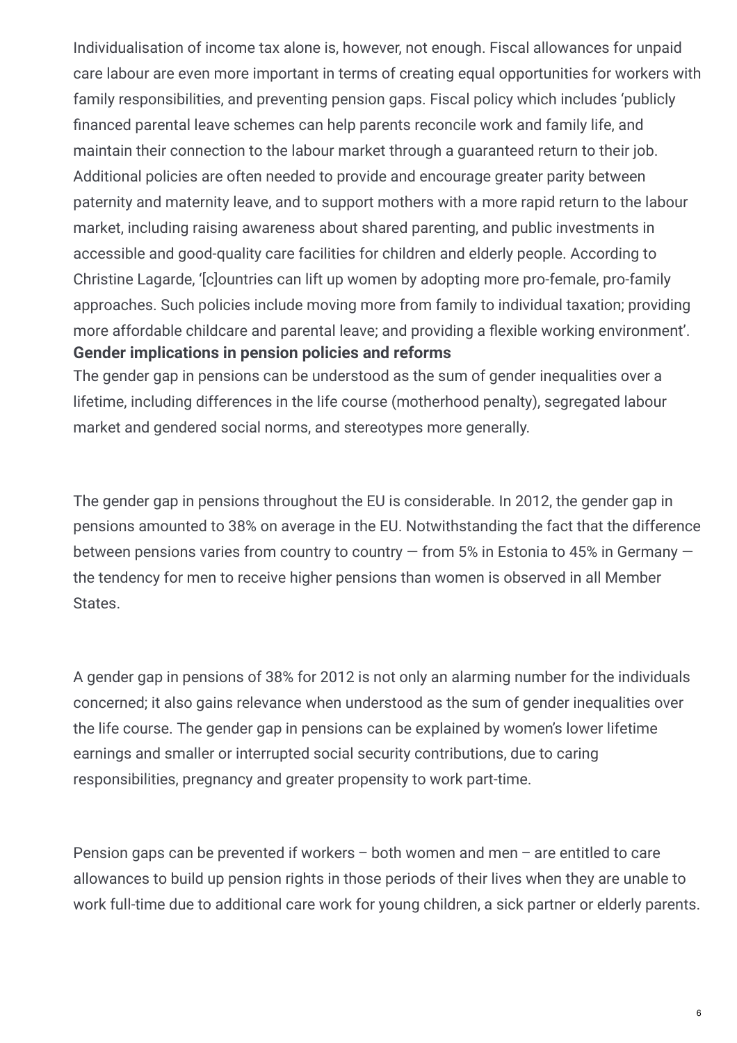Individualisation of income tax alone is, however, not enough. Fiscal allowances for unpaid care labour are even more important in terms of creating equal opportunities for workers with family responsibilities, and preventing pension gaps. Fiscal policy which includes 'publicly financed parental leave schemes can help parents reconcile work and family life, and maintain their connection to the labour market through a guaranteed return to their job. Additional policies are often needed to provide and encourage greater parity between paternity and maternity leave, and to support mothers with a more rapid return to the labour market, including raising awareness about shared parenting, and public investments in accessible and good-quality care facilities for children and elderly people. According to Christine Lagarde, '[c]ountries can lift up women by adopting more pro-female, pro-family approaches. Such policies include moving more from family to individual taxation; providing more affordable childcare and parental leave; and providing a flexible working environment'.

**Gender implications in pension policies and reforms**

The gender gap in pensions can be understood as the sum of gender inequalities over a lifetime, including differences in the life course (motherhood penalty), segregated labour market and gendered social norms, and stereotypes more generally.

The gender gap in pensions throughout the EU is considerable. In 2012, the gender gap in pensions amounted to 38% on average in the EU. Notwithstanding the fact that the difference between pensions varies from country to country — from 5% in Estonia to 45% in Germany — the tendency for men to receive higher pensions than women is observed in all Member States.

A gender gap in pensions of 38% for 2012 is not only an alarming number for the individuals concerned; it also gains relevance when understood as the sum of gender inequalities over the life course. The gender gap in pensions can be explained by women's lower lifetime earnings and smaller or interrupted social security contributions, due to caring responsibilities, pregnancy and greater propensity to work part-time.

Pension gaps can be prevented if workers – both women and men – are entitled to care allowances to build up pension rights in those periods of their lives when they are unable to work full-time due to additional care work for young children, a sick partner or elderly parents.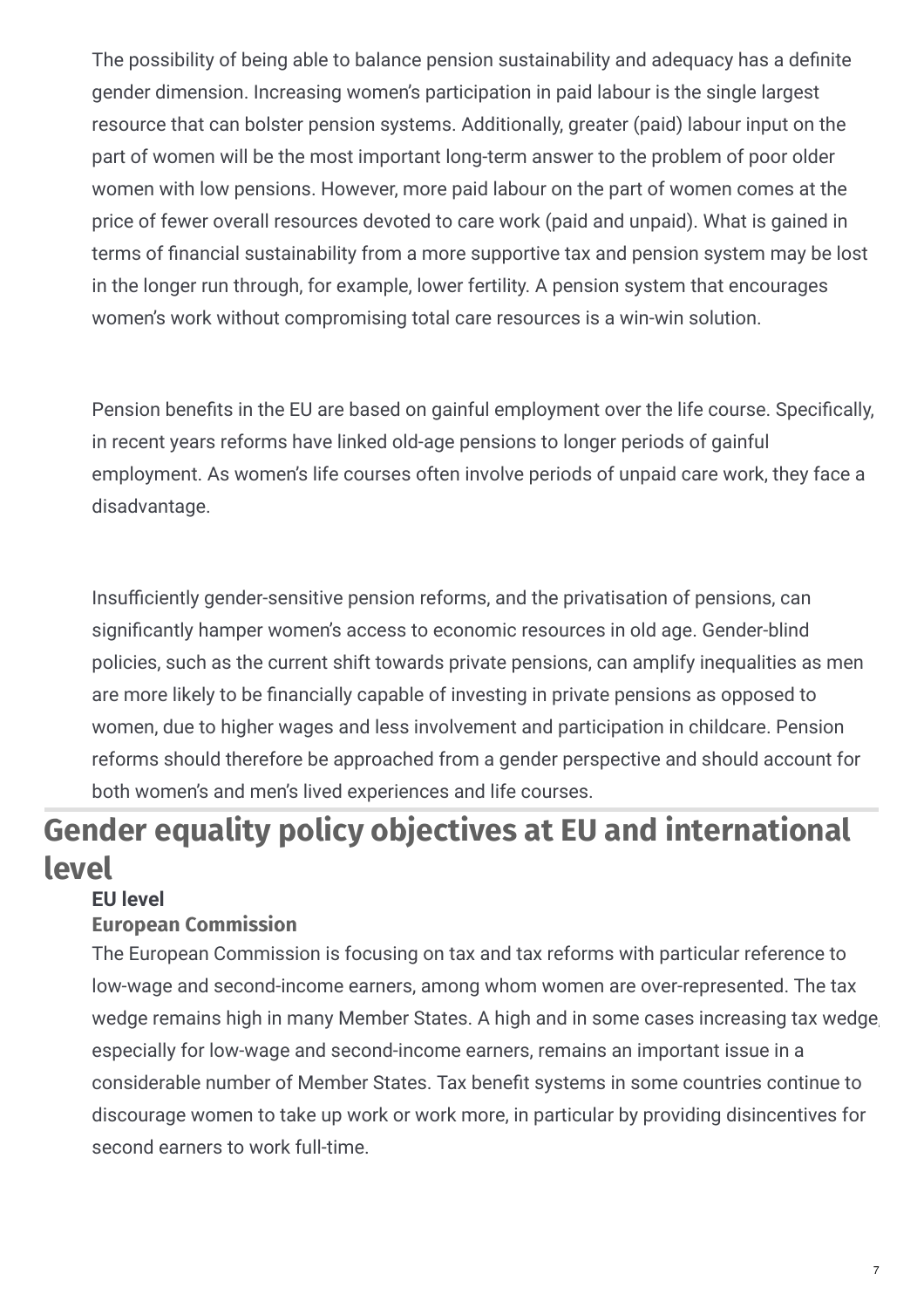The possibility of being able to balance pension sustainability and adequacy has a definite gender dimension. Increasing women's participation in paid labour is the single largest resource that can bolster pension systems. Additionally, greater (paid) labour input on the part of women will be the most important long-term answer to the problem of poor older women with low pensions. However, more paid labour on the part of women comes at the price of fewer overall resources devoted to care work (paid and unpaid). What is gained in terms of financial sustainability from a more supportive tax and pension system may be lost in the longer run through, for example, lower fertility. A pension system that encourages women's work without compromising total care resources is a win-win solution.

Pension benefits in the EU are based on gainful employment over the life course. Specifically, in recent years reforms have linked old-age pensions to longer periods of gainful employment. As women's life courses often involve periods of unpaid care work, they face a disadvantage.

Insufficiently gender-sensitive pension reforms, and the privatisation of pensions, can significantly hamper women's access to economic resources in old age. Gender-blind policies, such as the current shift towards private pensions, can amplify inequalities as men are more likely to be financially capable of investing in private pensions as opposed to women, due to higher wages and less involvement and participation in childcare. Pension reforms should therefore be approached from a gender perspective and should account for both women's and men's lived experiences and life courses.

## Gender equality policy objectives at EU and international level

### EU level

#### European Commission

The European Commission is focusing on tax and tax reforms with particular reference to low-wage and second-income earners, among whom women are over-represented. The tax wedge remains high in many Member States. A high and in some cases increasing tax wedge, especially for low-wage and second-income earners, remains an important issue in a considerable number of Member States. Tax benefit systems in some countries continue to discourage women to take up work or work more, in particular by providing disincentives for second earners to work full-time.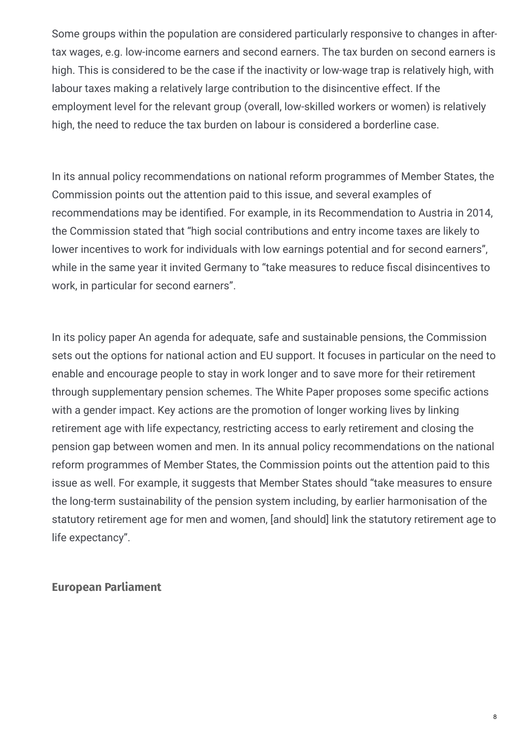Some groups within the population are considered particularly responsive to changes in after-tax wages, e.g. low-income earners and second earners. The tax burden on second earners is high. This is considered to be the case if the inactivity or low-wage trap is relatively high, with labour taxes making a relatively large contribution to the disincentive effect. If the employment level for the relevant group (overall, low-skilled workers or women) is relatively high, the need to reduce the tax burden on labour is considered a borderline case.

In its annual policy recommendations on national reform programmes of Member States, the Commission points out the attention paid to this issue, and several examples of recommendations may be identified. For example, in its Recommendation to Austria in 2014, the Commission stated that "high social contributions and entry income taxes are likely to lower incentives to work for individuals with low earnings potential and for second earners", while in the same year it invited Germany to "take measures to reduce fiscal disincentives to work, in particular for second earners".

In its policy paper An agenda for adequate, safe and sustainable pensions, the Commission sets out the options for national action and EU support. It focuses in particular on the need to enable and encourage people to stay in work longer and to save more for their retirement through supplementary pension schemes. The White Paper proposes some specific actions with a gender impact. Key actions are the promotion of longer working lives by linking retirement age with life expectancy, restricting access to early retirement and closing the pension gap between women and men. In its annual policy recommendations on the national reform programmes of Member States, the Commission points out the attention paid to this issue as well. For example, it suggests that Member States should "take measures to ensure the long-term sustainability of the pension system including, by earlier harmonisation of the statutory retirement age for men and women, [and should] link the statutory retirement age to life expectancy".

**European Parliament**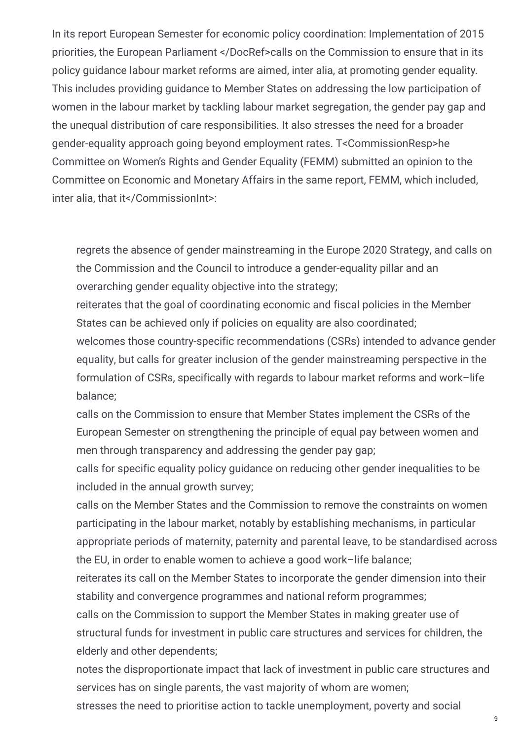In its report European Semester for economic policy coordination: Implementation of 2015 priorities, the European Parliament </DocRef>calls on the Commission to ensure that in its policy guidance labour market reforms are aimed, inter alia, at promoting gender equality. This includes providing guidance to Member States on addressing the low participation of women in the labour market by tackling labour market segregation, the gender pay gap and the unequal distribution of care responsibilities. It also stresses the need for a broader gender-equality approach going beyond employment rates. T<CommissionResp>he Committee on Women's Rights and Gender Equality (FEMM) submitted an opinion to the Committee on Economic and Monetary Affairs in the same report, FEMM, which included, inter alia, that it</CommissionInt>:

- regrets the absence of gender mainstreaming in the Europe 2020 Strategy, and calls on the Commission and the Council to introduce a gender-equality pillar and an overarching gender equality objective into the strategy;
- reiterates that the goal of coordinating economic and fiscal policies in the Member States can be achieved only if policies on equality are also coordinated;
- welcomes those country-specific recommendations (CSRs) intended to advance gender equality, but calls for greater inclusion of the gender mainstreaming perspective in the formulation of CSRs, specifically with regards to labour market reforms and work–life balance;
- calls on the Commission to ensure that Member States implement the CSRs of the European Semester on strengthening the principle of equal pay between women and men through transparency and addressing the gender pay gap;
- calls for specific equality policy guidance on reducing other gender inequalities to be included in the annual growth survey;
- calls on the Member States and the Commission to remove the constraints on women participating in the labour market, notably by establishing mechanisms, in particular appropriate periods of maternity, paternity and parental leave, to be standardised across the EU, in order to enable women to achieve a good work–life balance;
- reiterates its call on the Member States to incorporate the gender dimension into their stability and convergence programmes and national reform programmes;
- calls on the Commission to support the Member States in making greater use of structural funds for investment in public care structures and services for children, the elderly and other dependents;
- notes the disproportionate impact that lack of investment in public care structures and services has on single parents, the vast majority of whom are women;
- stresses the need to prioritise action to tackle unemployment, poverty and social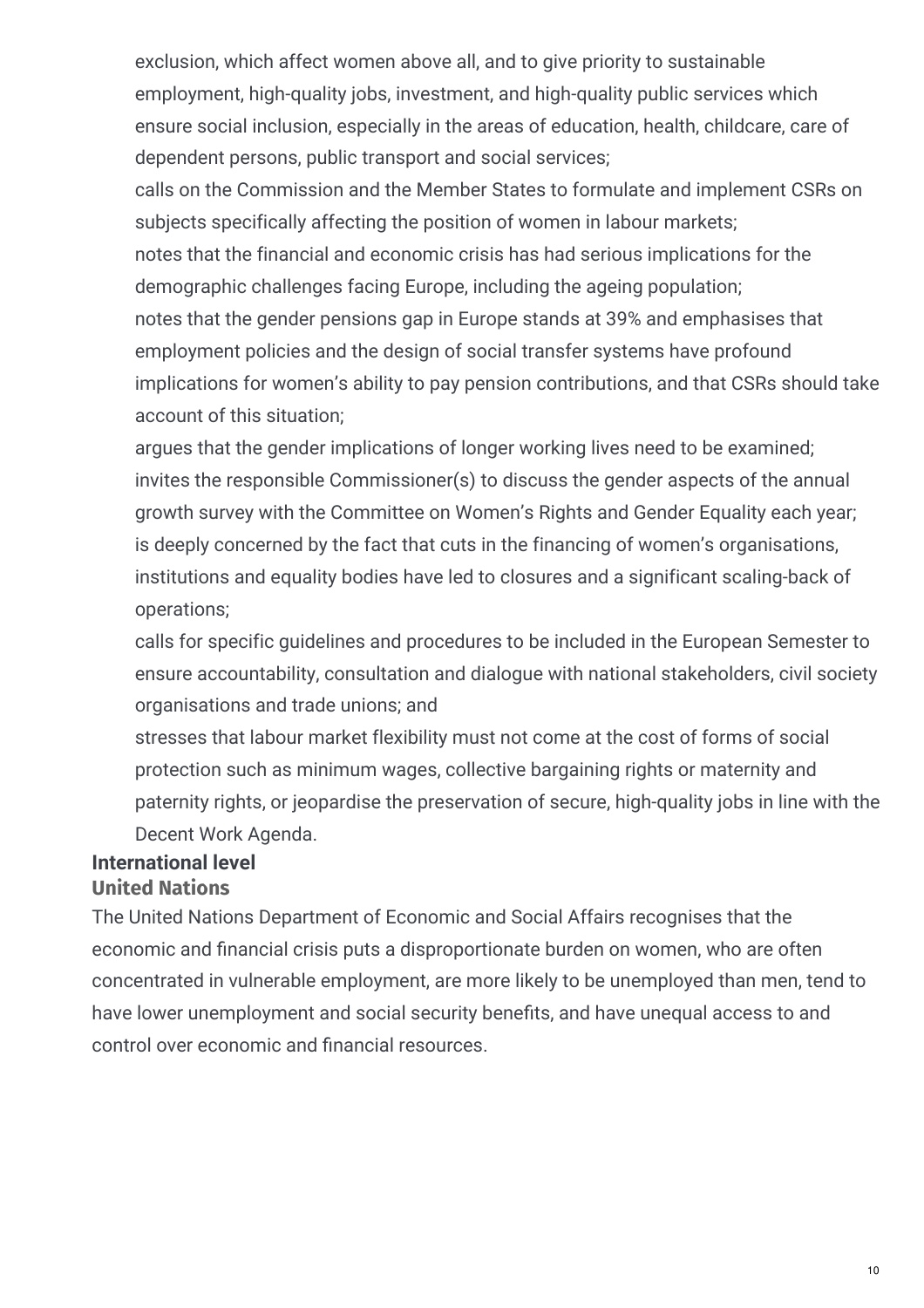exclusion, which affect women above all, and to give priority to sustainable employment, high-quality jobs, investment, and high-quality public services which ensure social inclusion, especially in the areas of education, health, childcare, care of dependent persons, public transport and social services;

calls on the Commission and the Member States to formulate and implement CSRs on subjects specifically affecting the position of women in labour markets;

notes that the financial and economic crisis has had serious implications for the demographic challenges facing Europe, including the ageing population;

notes that the gender pensions gap in Europe stands at 39% and emphasises that employment policies and the design of social transfer systems have profound implications for women's ability to pay pension contributions, and that CSRs should take account of this situation;

argues that the gender implications of longer working lives need to be examined;

invites the responsible Commissioner(s) to discuss the gender aspects of the annual growth survey with the Committee on Women's Rights and Gender Equality each year;

is deeply concerned by the fact that cuts in the financing of women's organisations, institutions and equality bodies have led to closures and a significant scaling-back of operations;

calls for specific guidelines and procedures to be included in the European Semester to ensure accountability, consultation and dialogue with national stakeholders, civil society organisations and trade unions; and

stresses that labour market flexibility must not come at the cost of forms of social protection such as minimum wages, collective bargaining rights or maternity and paternity rights, or jeopardise the preservation of secure, high-quality jobs in line with the Decent Work Agenda.

## International level

### United Nations

The United Nations Department of Economic and Social Affairs recognises that the economic and financial crisis puts a disproportionate burden on women, who are often concentrated in vulnerable employment, are more likely to be unemployed than men, tend to have lower unemployment and social security benefits, and have unequal access to and control over economic and financial resources.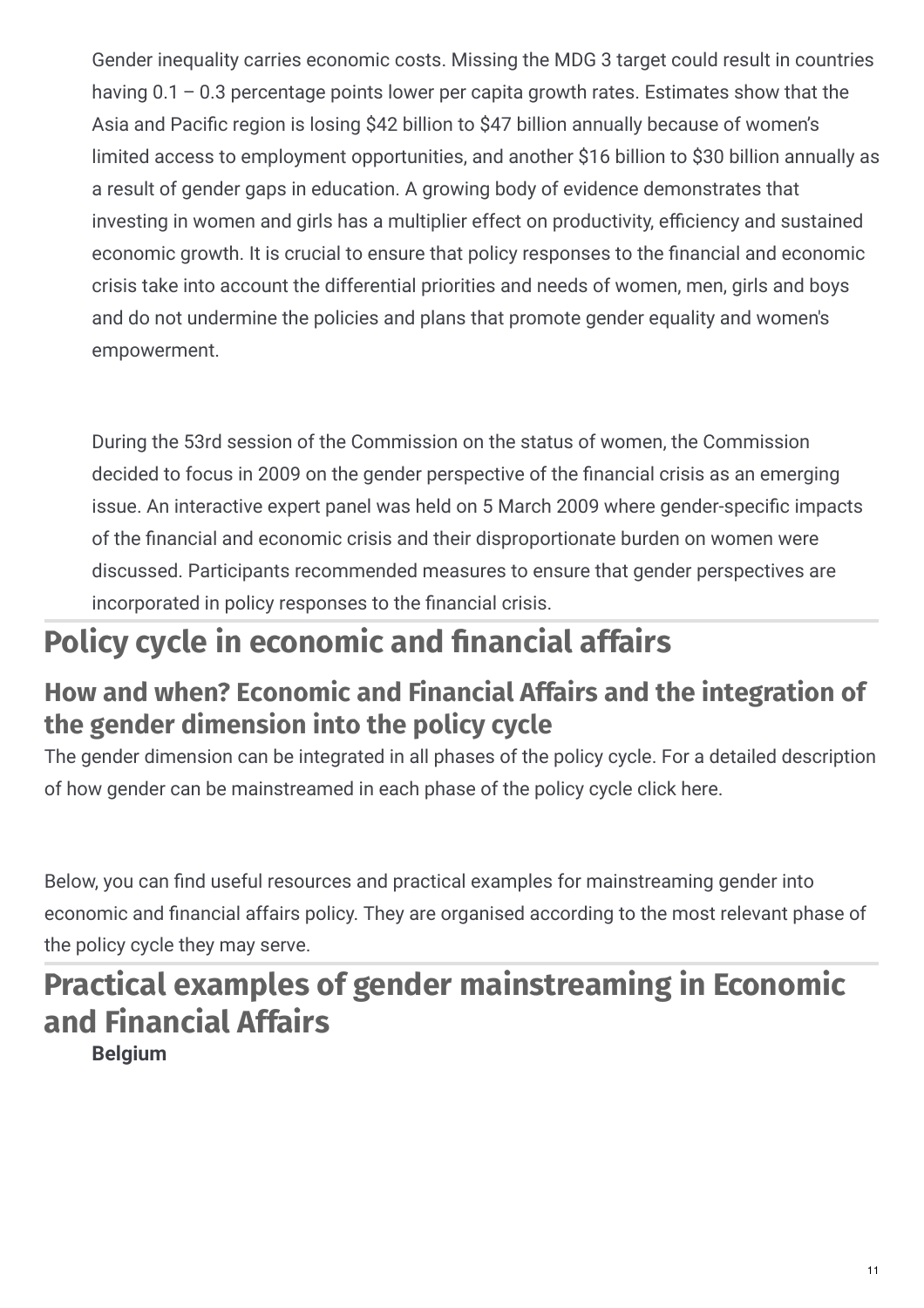Gender inequality carries economic costs. Missing the MDG 3 target could result in countries having 0.1 – 0.3 percentage points lower per capita growth rates. Estimates show that the Asia and Pacific region is losing $42 billion to $47 billion annually because of women's limited access to employment opportunities, and another $16 billion to $30 billion annually as a result of gender gaps in education. A growing body of evidence demonstrates that investing in women and girls has a multiplier effect on productivity, efficiency and sustained economic growth. It is crucial to ensure that policy responses to the financial and economic crisis take into account the differential priorities and needs of women, men, girls and boys and do not undermine the policies and plans that promote gender equality and women's empowerment.

During the 53rd session of the Commission on the status of women, the Commission decided to focus in 2009 on the gender perspective of the financial crisis as an emerging issue. An interactive expert panel was held on 5 March 2009 where gender-specific impacts of the financial and economic crisis and their disproportionate burden on women were discussed. Participants recommended measures to ensure that gender perspectives are incorporated in policy responses to the financial crisis.

## Policy cycle in economic and financial affairs

### How and when? Economic and Financial Affairs and the integration of the gender dimension into the policy cycle

The gender dimension can be integrated in all phases of the policy cycle. For a detailed description of how gender can be mainstreamed in each phase of the policy cycle click here.

Below, you can find useful resources and practical examples for mainstreaming gender into economic and financial affairs policy. They are organised according to the most relevant phase of the policy cycle they may serve.

## Practical examples of gender mainstreaming in Economic and Financial Affairs

**Belgium**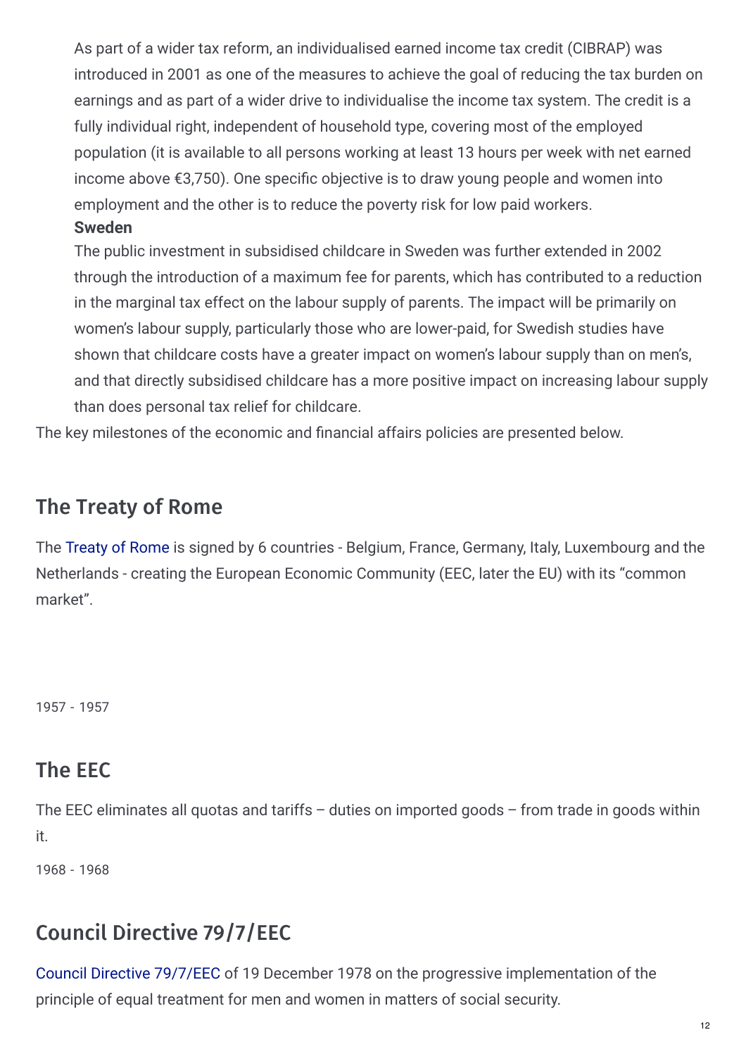As part of a wider tax reform, an individualised earned income tax credit (CIBRAP) was introduced in 2001 as one of the measures to achieve the goal of reducing the tax burden on earnings and as part of a wider drive to individualise the income tax system. The credit is a fully individual right, independent of household type, covering most of the employed population (it is available to all persons working at least 13 hours per week with net earned income above €3,750). One specific objective is to draw young people and women into employment and the other is to reduce the poverty risk for low paid workers.

**Sweden**

The public investment in subsidised childcare in Sweden was further extended in 2002 through the introduction of a maximum fee for parents, which has contributed to a reduction in the marginal tax effect on the labour supply of parents. The impact will be primarily on women's labour supply, particularly those who are lower-paid, for Swedish studies have shown that childcare costs have a greater impact on women's labour supply than on men's, and that directly subsidised childcare has a more positive impact on increasing labour supply than does personal tax relief for childcare.

The key milestones of the economic and financial affairs policies are presented below.

## The Treaty of Rome

The Treaty of Rome is signed by 6 countries - Belgium, France, Germany, Italy, Luxembourg and the Netherlands - creating the European Economic Community (EEC, later the EU) with its "common market".

1957 - 1957

## The EEC

The EEC eliminates all quotas and tariffs – duties on imported goods – from trade in goods within it.

1968 - 1968

## Council Directive 79/7/EEC

Council Directive 79/7/EEC of 19 December 1978 on the progressive implementation of the principle of equal treatment for men and women in matters of social security.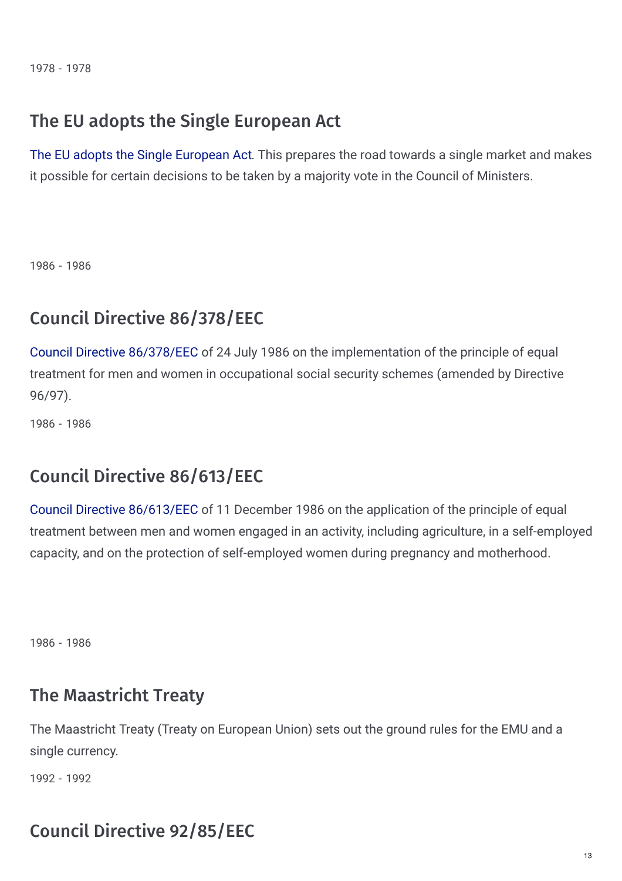1978 - 1978

## The EU adopts the Single European Act

The EU adopts the Single European Act. This prepares the road towards a single market and makes it possible for certain decisions to be taken by a majority vote in the Council of Ministers.

1986 - 1986

## Council Directive 86/378/EEC

Council Directive 86/378/EEC of 24 July 1986 on the implementation of the principle of equal treatment for men and women in occupational social security schemes (amended by Directive 96/97).

1986 - 1986

## Council Directive 86/613/EEC

Council Directive 86/613/EEC of 11 December 1986 on the application of the principle of equal treatment between men and women engaged in an activity, including agriculture, in a self-employed capacity, and on the protection of self-employed women during pregnancy and motherhood.

1986 - 1986

## The Maastricht Treaty

The Maastricht Treaty (Treaty on European Union) sets out the ground rules for the EMU and a single currency.

1992 - 1992

## Council Directive 92/85/EEC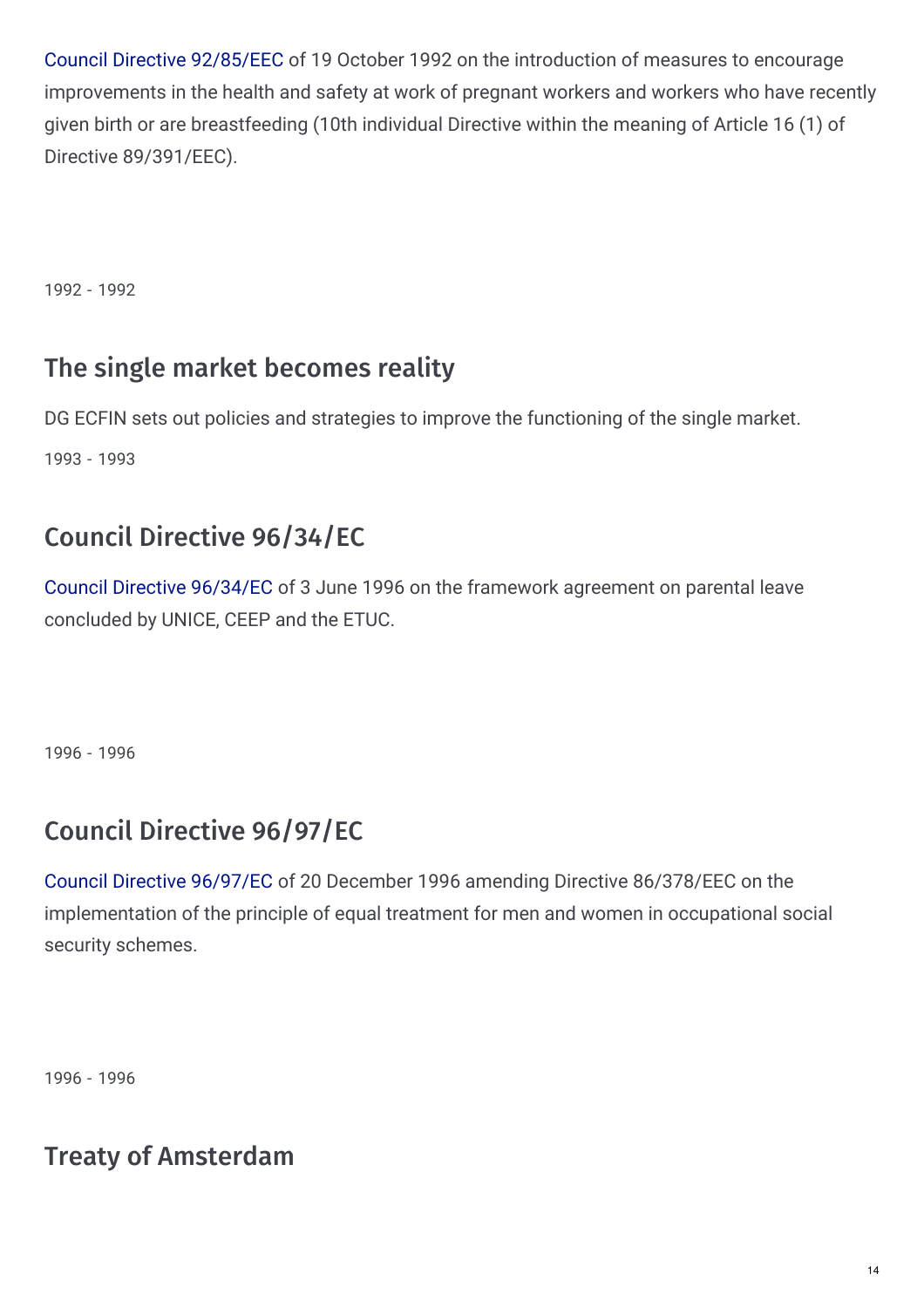Council Directive 92/85/EEC of 19 October 1992 on the introduction of measures to encourage improvements in the health and safety at work of pregnant workers and workers who have recently given birth or are breastfeeding (10th individual Directive within the meaning of Article 16 (1) of Directive 89/391/EEC).

1992 - 1992

## The single market becomes reality

DG ECFIN sets out policies and strategies to improve the functioning of the single market.

1993 - 1993

## Council Directive 96/34/EC

Council Directive 96/34/EC of 3 June 1996 on the framework agreement on parental leave concluded by UNICE, CEEP and the ETUC.

1996 - 1996

## Council Directive 96/97/EC

Council Directive 96/97/EC of 20 December 1996 amending Directive 86/378/EEC on the implementation of the principle of equal treatment for men and women in occupational social security schemes.

1996 - 1996

## Treaty of Amsterdam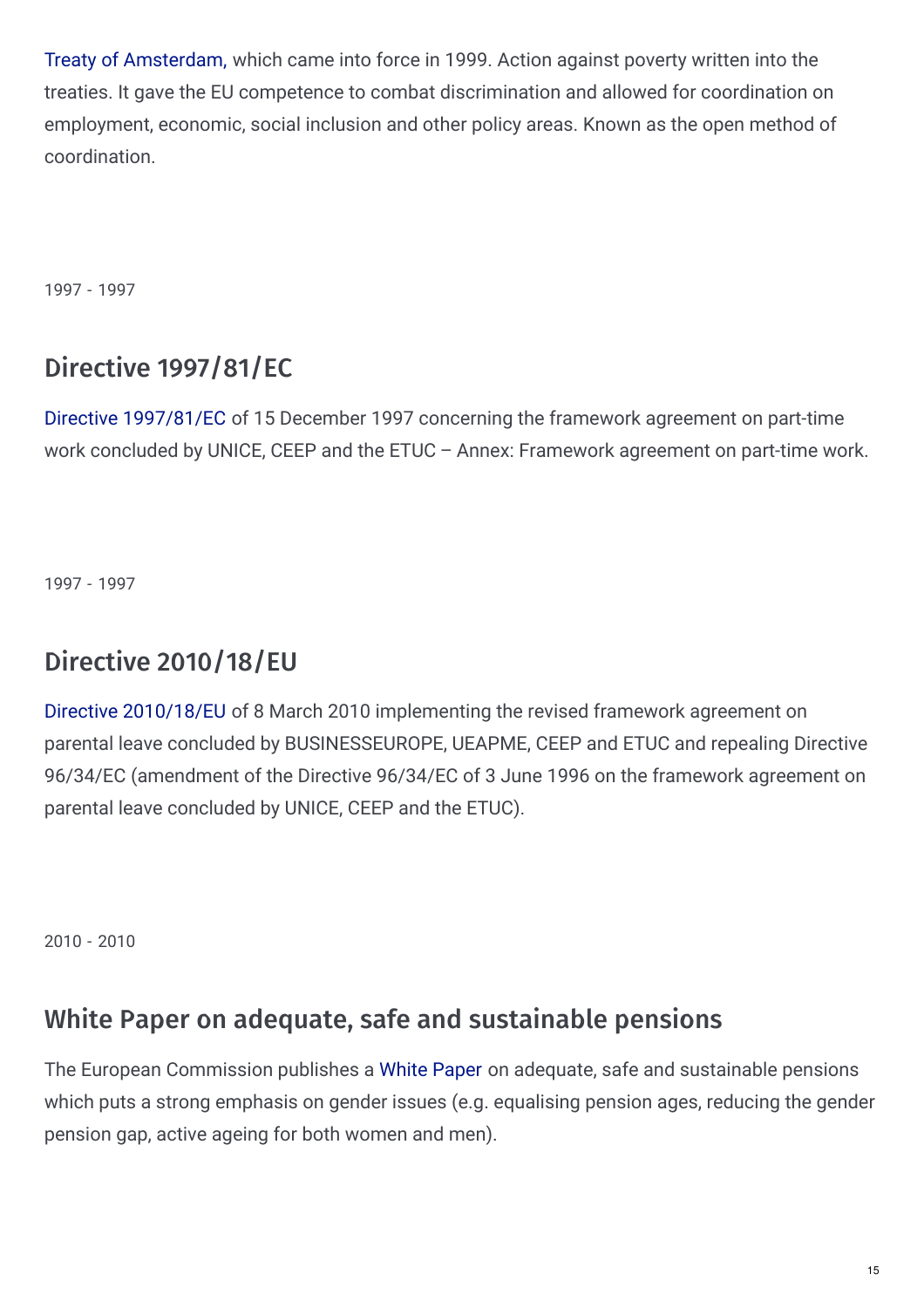Treaty of Amsterdam, which came into force in 1999. Action against poverty written into the treaties. It gave the EU competence to combat discrimination and allowed for coordination on employment, economic, social inclusion and other policy areas. Known as the open method of coordination.

1997 - 1997

## Directive 1997/81/EC

Directive 1997/81/EC of 15 December 1997 concerning the framework agreement on part-time work concluded by UNICE, CEEP and the ETUC – Annex: Framework agreement on part-time work.

1997 - 1997

## Directive 2010/18/EU

Directive 2010/18/EU of 8 March 2010 implementing the revised framework agreement on parental leave concluded by BUSINESSEUROPE, UEAPME, CEEP and ETUC and repealing Directive 96/34/EC (amendment of the Directive 96/34/EC of 3 June 1996 on the framework agreement on parental leave concluded by UNICE, CEEP and the ETUC).

2010 - 2010

## White Paper on adequate, safe and sustainable pensions

The European Commission publishes a White Paper on adequate, safe and sustainable pensions which puts a strong emphasis on gender issues (e.g. equalising pension ages, reducing the gender pension gap, active ageing for both women and men).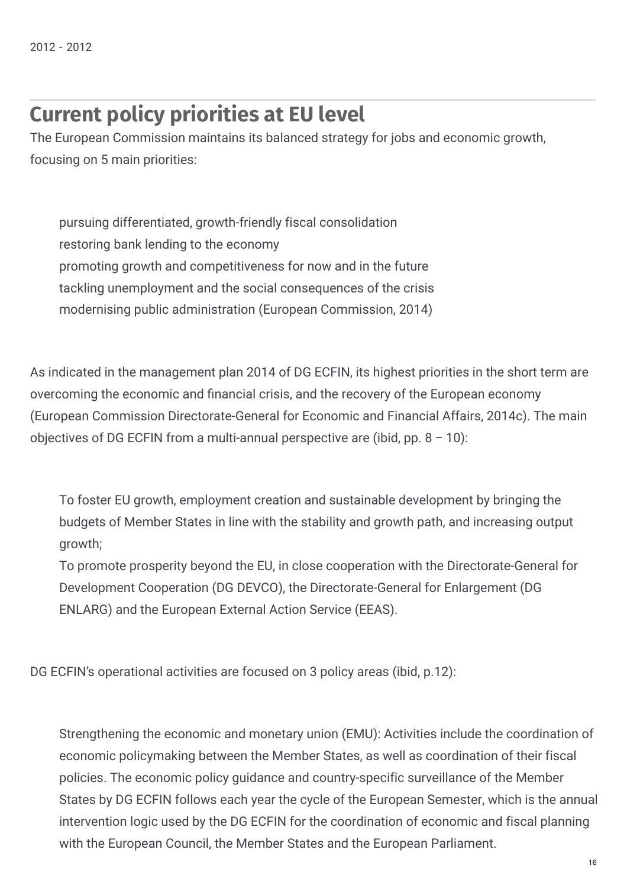2012 - 2012

## Current policy priorities at EU level

The European Commission maintains its balanced strategy for jobs and economic growth, focusing on 5 main priorities:

- pursuing differentiated, growth-friendly fiscal consolidation
- restoring bank lending to the economy
- promoting growth and competitiveness for now and in the future
- tackling unemployment and the social consequences of the crisis
- modernising public administration (European Commission, 2014)

As indicated in the management plan 2014 of DG ECFIN, its highest priorities in the short term are overcoming the economic and financial crisis, and the recovery of the European economy (European Commission Directorate-General for Economic and Financial Affairs, 2014c). The main objectives of DG ECFIN from a multi-annual perspective are (ibid, pp. 8 – 10):

- To foster EU growth, employment creation and sustainable development by bringing the budgets of Member States in line with the stability and growth path, and increasing output growth;
- To promote prosperity beyond the EU, in close cooperation with the Directorate-General for Development Cooperation (DG DEVCO), the Directorate-General for Enlargement (DG ENLARG) and the European External Action Service (EEAS).

DG ECFIN's operational activities are focused on 3 policy areas (ibid, p.12):

- Strengthening the economic and monetary union (EMU): Activities include the coordination of economic policymaking between the Member States, as well as coordination of their fiscal policies. The economic policy guidance and country-specific surveillance of the Member States by DG ECFIN follows each year the cycle of the European Semester, which is the annual intervention logic used by the DG ECFIN for the coordination of economic and fiscal planning with the European Council, the Member States and the European Parliament.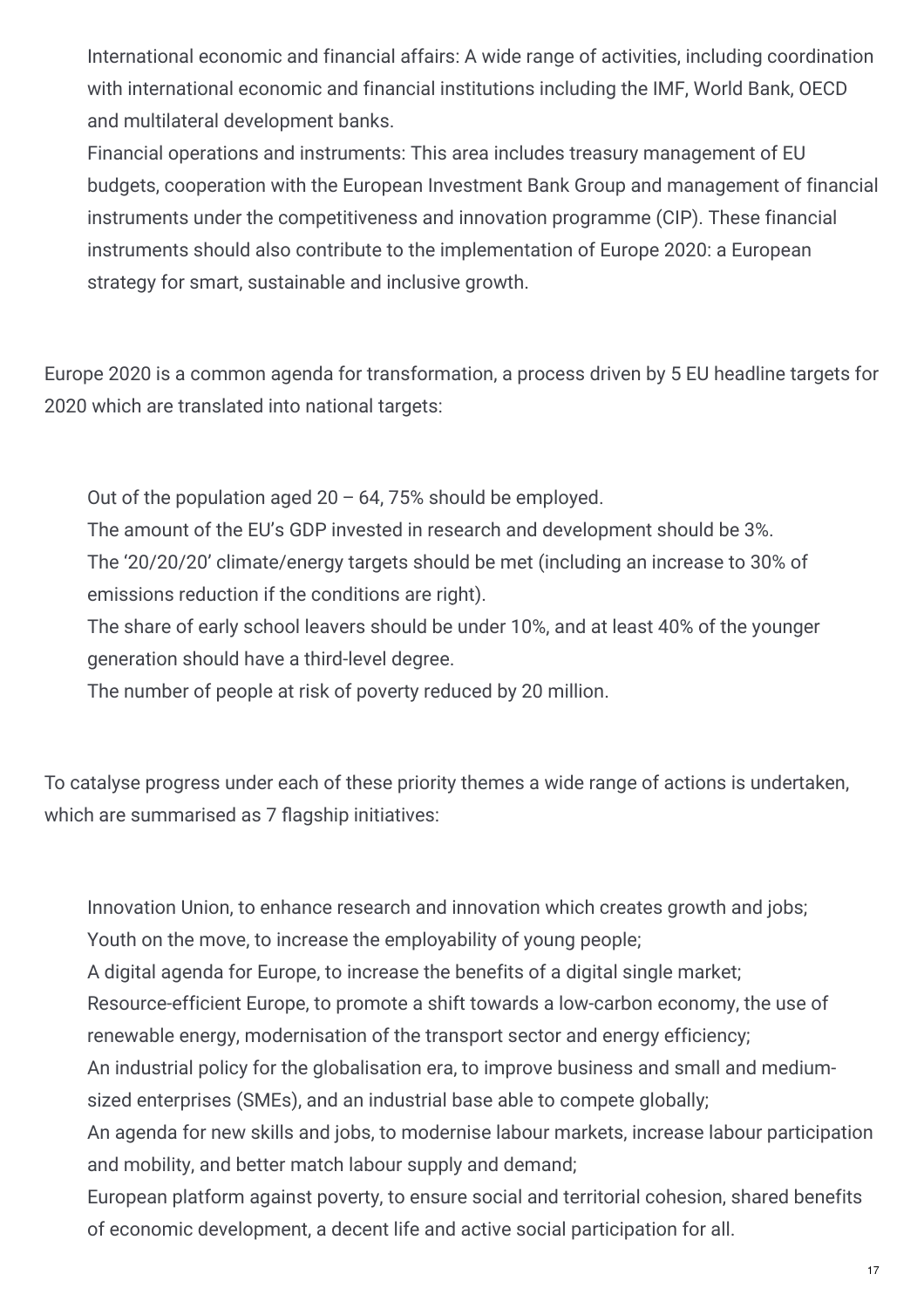- International economic and financial affairs: A wide range of activities, including coordination with international economic and financial institutions including the IMF, World Bank, OECD and multilateral development banks.
- Financial operations and instruments: This area includes treasury management of EU budgets, cooperation with the European Investment Bank Group and management of financial instruments under the competitiveness and innovation programme (CIP). These financial instruments should also contribute to the implementation of Europe 2020: a European strategy for smart, sustainable and inclusive growth.

Europe 2020 is a common agenda for transformation, a process driven by 5 EU headline targets for 2020 which are translated into national targets:

- Out of the population aged 20 – 64, 75% should be employed.
- The amount of the EU's GDP invested in research and development should be 3%.
- The '20/20/20' climate/energy targets should be met (including an increase to 30% of emissions reduction if the conditions are right).
- The share of early school leavers should be under 10%, and at least 40% of the younger generation should have a third-level degree.
- The number of people at risk of poverty reduced by 20 million.

To catalyse progress under each of these priority themes a wide range of actions is undertaken, which are summarised as 7 flagship initiatives:

- Innovation Union, to enhance research and innovation which creates growth and jobs;
- Youth on the move, to increase the employability of young people;
- A digital agenda for Europe, to increase the benefits of a digital single market;
- Resource-efficient Europe, to promote a shift towards a low-carbon economy, the use of renewable energy, modernisation of the transport sector and energy efficiency;
- An industrial policy for the globalisation era, to improve business and small and medium-sized enterprises (SMEs), and an industrial base able to compete globally;
- An agenda for new skills and jobs, to modernise labour markets, increase labour participation and mobility, and better match labour supply and demand;
- European platform against poverty, to ensure social and territorial cohesion, shared benefits of economic development, a decent life and active social participation for all.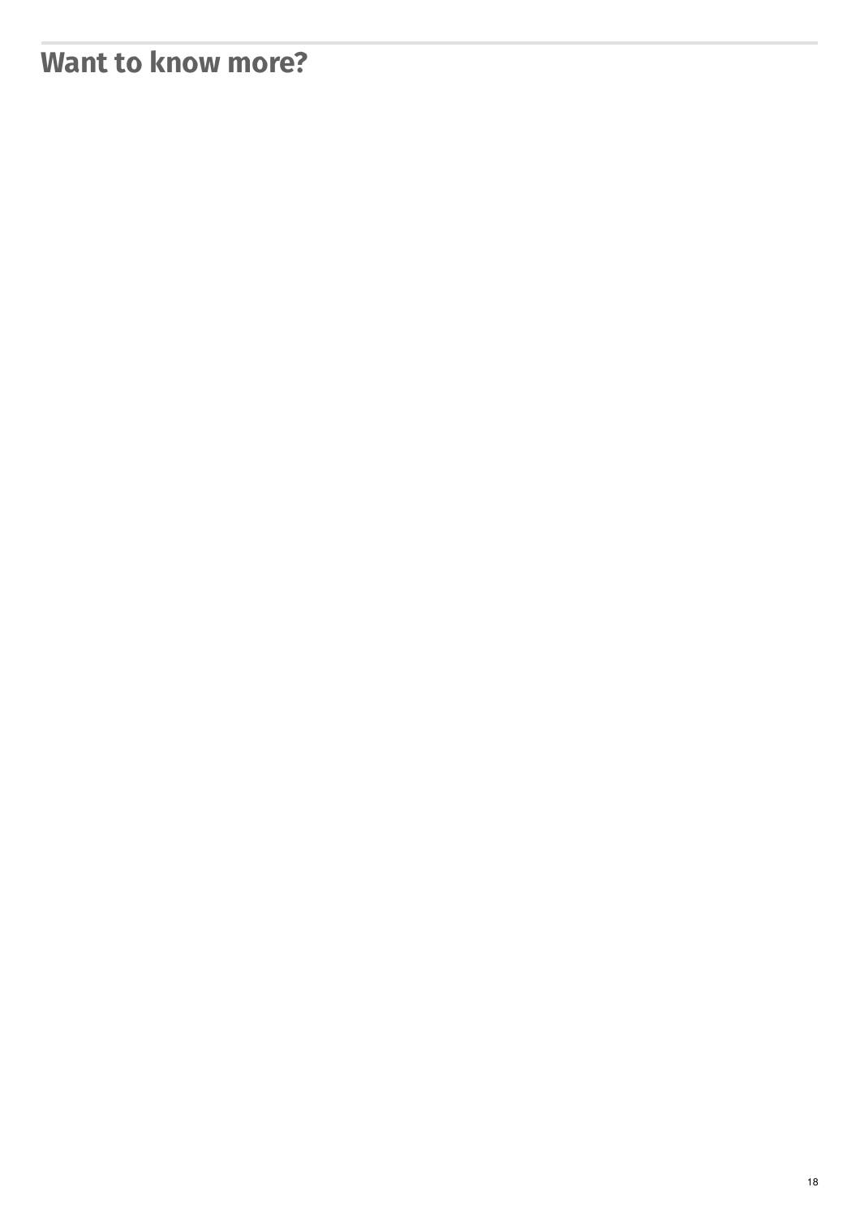# Want to know more?